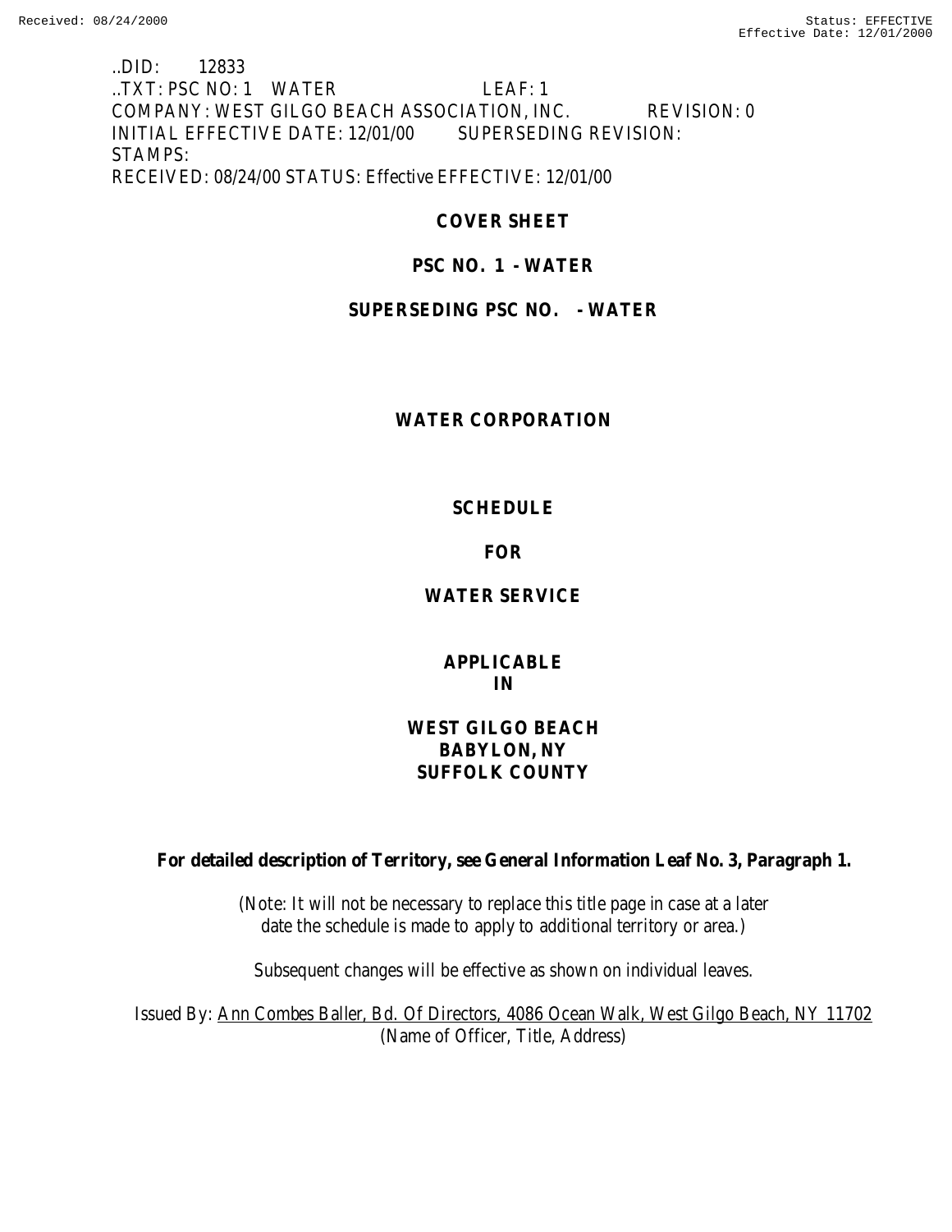..DID: 12833
..TXT: PSC NO: 1 WATER LEAF: 1
COMPANY: WEST GILGO BEACH ASSOCIATION, INC. REVISION: 0
INITIAL EFFECTIVE DATE: 12/01/00 SUPERSEDING REVISION:
STAMPS:
RECEIVED: 08/24/00 STATUS: Effective EFFECTIVE: 12/01/00

**COVER SHEET**

**PSC NO. 1 - WATER**

**SUPERSEDING PSC NO. - WATER**

**WATER CORPORATION**

**SCHEDULE**

**FOR**

**WATER SERVICE**

**APPLICABLE**
**IN**

**WEST GILGO BEACH**
**BABYLON, NY**
**SUFFOLK COUNTY**

**For detailed description of Territory, see General Information Leaf No. 3, Paragraph 1.**

(Note: It will not be necessary to replace this title page in case at a later date the schedule is made to apply to additional territory or area.)

Subsequent changes will be effective as shown on individual leaves.

Issued By: Ann Combes Baller, Bd. Of Directors, 4086 Ocean Walk, West Gilgo Beach, NY 11702
(Name of Officer, Title, Address)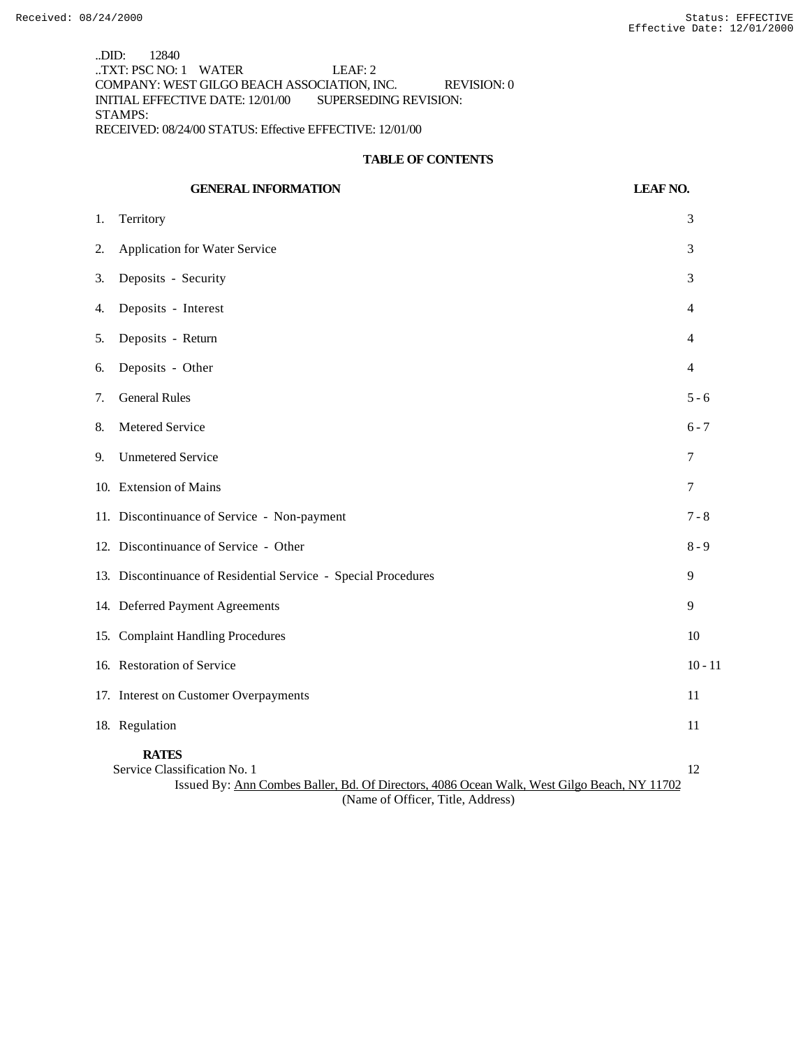..DID: 12840
..TXT: PSC NO: 1 WATER LEAF: 2
COMPANY: WEST GILGO BEACH ASSOCIATION, INC. REVISION: 0
INITIAL EFFECTIVE DATE: 12/01/00 SUPERSEDING REVISION:
STAMPS:
RECEIVED: 08/24/00 STATUS: Effective EFFECTIVE: 12/01/00

## TABLE OF CONTENTS

| GENERAL INFORMATION | LEAF NO. |
|---|---|
| 1. Territory | 3 |
| 2. Application for Water Service | 3 |
| 3. Deposits - Security | 3 |
| 4. Deposits - Interest | 4 |
| 5. Deposits - Return | 4 |
| 6. Deposits - Other | 4 |
| 7. General Rules | 5 - 6 |
| 8. Metered Service | 6 - 7 |
| 9. Unmetered Service | 7 |
| 10. Extension of Mains | 7 |
| 11. Discontinuance of Service - Non-payment | 7 - 8 |
| 12. Discontinuance of Service - Other | 8 - 9 |
| 13. Discontinuance of Residential Service - Special Procedures | 9 |
| 14. Deferred Payment Agreements | 9 |
| 15. Complaint Handling Procedures | 10 |
| 16. Restoration of Service | 10 - 11 |
| 17. Interest on Customer Overpayments | 11 |
| 18. Regulation | 11 |
| **RATES** | |
| Service Classification No. 1 | 12 |

Issued By: Ann Combes Baller, Bd. Of Directors, 4086 Ocean Walk, West Gilgo Beach, NY 11702
(Name of Officer, Title, Address)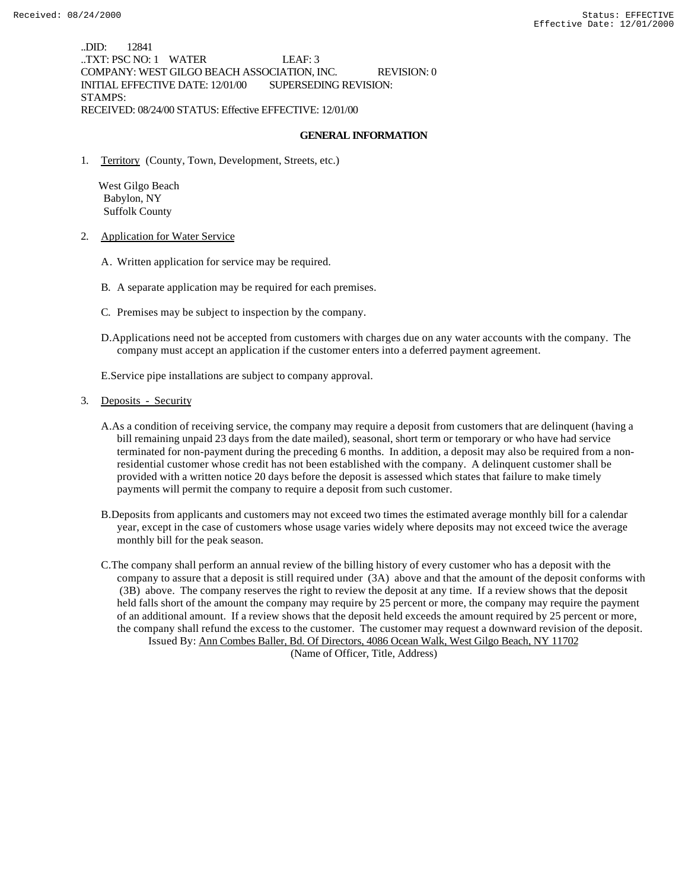..DID: 12841
..TXT: PSC NO: 1 WATER LEAF: 3
COMPANY: WEST GILGO BEACH ASSOCIATION, INC. REVISION: 0
INITIAL EFFECTIVE DATE: 12/01/00 SUPERSEDING REVISION:
STAMPS:
RECEIVED: 08/24/00 STATUS: Effective EFFECTIVE: 12/01/00

## GENERAL INFORMATION

1. Territory (County, Town, Development, Streets, etc.)

   West Gilgo Beach
   Babylon, NY
   Suffolk County

2. Application for Water Service

   A. Written application for service may be required.

   B. A separate application may be required for each premises.

   C. Premises may be subject to inspection by the company.

   D. Applications need not be accepted from customers with charges due on any water accounts with the company. The company must accept an application if the customer enters into a deferred payment agreement.

   E. Service pipe installations are subject to company approval.

3. Deposits - Security

   A. As a condition of receiving service, the company may require a deposit from customers that are delinquent (having a bill remaining unpaid 23 days from the date mailed), seasonal, short term or temporary or who have had service terminated for non-payment during the preceding 6 months. In addition, a deposit may also be required from a non-residential customer whose credit has not been established with the company. A delinquent customer shall be provided with a written notice 20 days before the deposit is assessed which states that failure to make timely payments will permit the company to require a deposit from such customer.

   B. Deposits from applicants and customers may not exceed two times the estimated average monthly bill for a calendar year, except in the case of customers whose usage varies widely where deposits may not exceed twice the average monthly bill for the peak season.

   C. The company shall perform an annual review of the billing history of every customer who has a deposit with the company to assure that a deposit is still required under (3A) above and that the amount of the deposit conforms with (3B) above. The company reserves the right to review the deposit at any time. If a review shows that the deposit held falls short of the amount the company may require by 25 percent or more, the company may require the payment of an additional amount. If a review shows that the deposit held exceeds the amount required by 25 percent or more, the company shall refund the excess to the customer. The customer may request a downward revision of the deposit.

Issued By: Ann Combes Baller, Bd. Of Directors, 4086 Ocean Walk, West Gilgo Beach, NY 11702
(Name of Officer, Title, Address)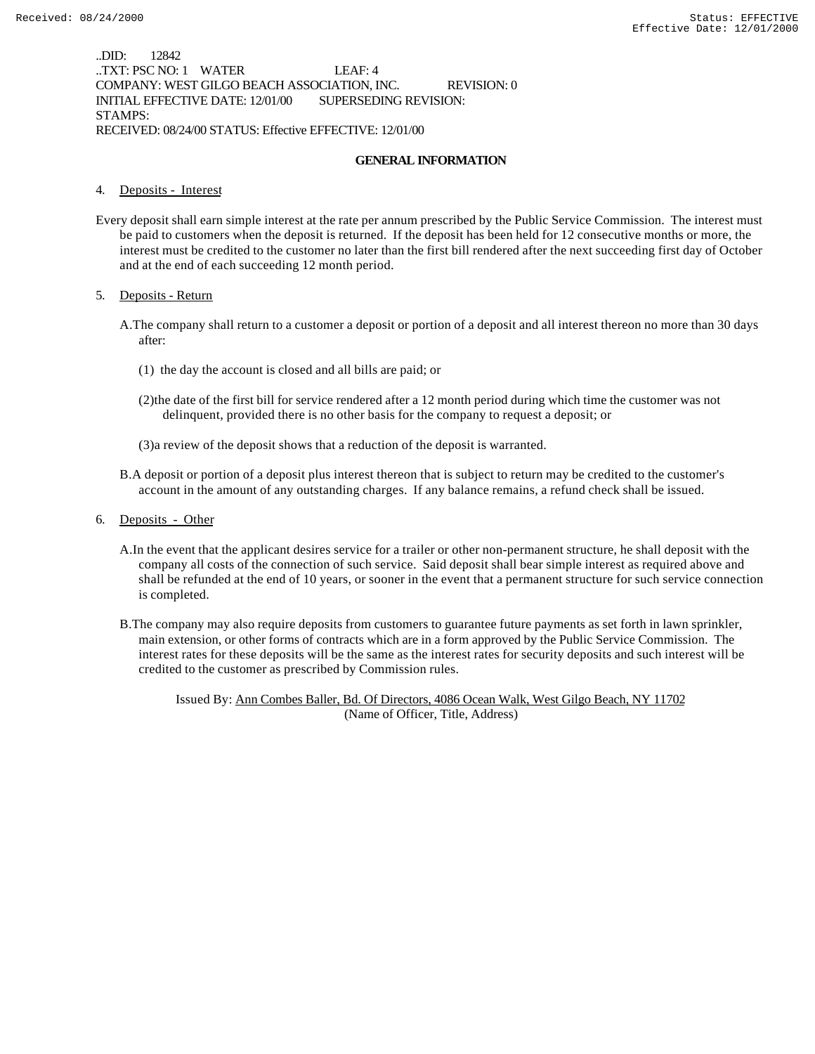..DID: 12842
..TXT: PSC NO: 1 WATER LEAF: 4
COMPANY: WEST GILGO BEACH ASSOCIATION, INC. REVISION: 0
INITIAL EFFECTIVE DATE: 12/01/00 SUPERSEDING REVISION:
STAMPS:
RECEIVED: 08/24/00 STATUS: Effective EFFECTIVE: 12/01/00

## GENERAL INFORMATION

4. Deposits - Interest

Every deposit shall earn simple interest at the rate per annum prescribed by the Public Service Commission. The interest must be paid to customers when the deposit is returned. If the deposit has been held for 12 consecutive months or more, the interest must be credited to the customer no later than the first bill rendered after the next succeeding first day of October and at the end of each succeeding 12 month period.

5. Deposits - Return

A. The company shall return to a customer a deposit or portion of a deposit and all interest thereon no more than 30 days after:

(1) the day the account is closed and all bills are paid; or

(2) the date of the first bill for service rendered after a 12 month period during which time the customer was not delinquent, provided there is no other basis for the company to request a deposit; or

(3) a review of the deposit shows that a reduction of the deposit is warranted.

B. A deposit or portion of a deposit plus interest thereon that is subject to return may be credited to the customer's account in the amount of any outstanding charges. If any balance remains, a refund check shall be issued.

6. Deposits - Other

A. In the event that the applicant desires service for a trailer or other non-permanent structure, he shall deposit with the company all costs of the connection of such service. Said deposit shall bear simple interest as required above and shall be refunded at the end of 10 years, or sooner in the event that a permanent structure for such service connection is completed.

B. The company may also require deposits from customers to guarantee future payments as set forth in lawn sprinkler, main extension, or other forms of contracts which are in a form approved by the Public Service Commission. The interest rates for these deposits will be the same as the interest rates for security deposits and such interest will be credited to the customer as prescribed by Commission rules.

Issued By: Ann Combes Baller, Bd. Of Directors, 4086 Ocean Walk, West Gilgo Beach, NY 11702
(Name of Officer, Title, Address)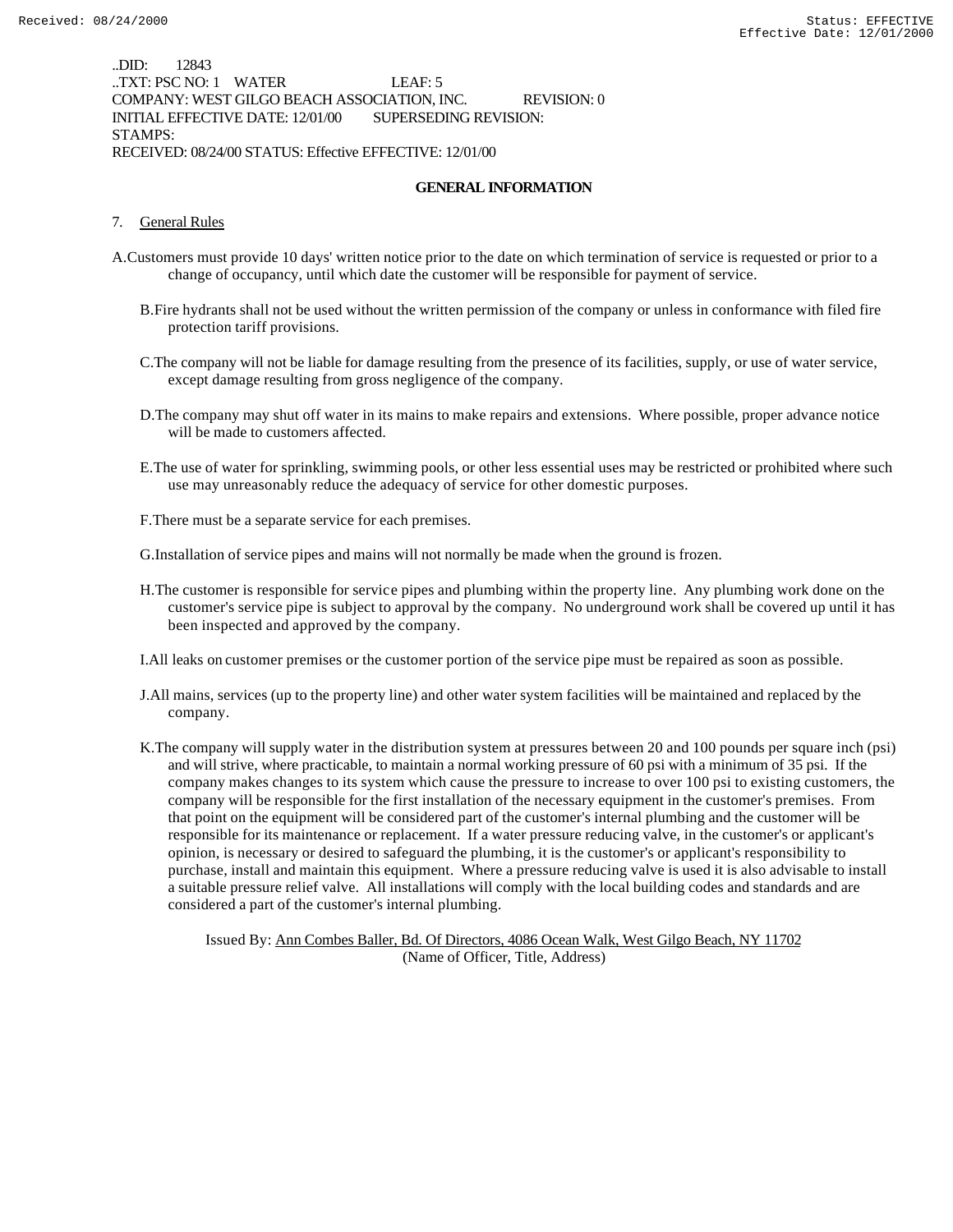..DID: 12843
..TXT: PSC NO: 1 WATER LEAF: 5
COMPANY: WEST GILGO BEACH ASSOCIATION, INC. REVISION: 0
INITIAL EFFECTIVE DATE: 12/01/00 SUPERSEDING REVISION:
STAMPS:
RECEIVED: 08/24/00 STATUS: Effective EFFECTIVE: 12/01/00

## GENERAL INFORMATION

7. General Rules

A. Customers must provide 10 days' written notice prior to the date on which termination of service is requested or prior to a change of occupancy, until which date the customer will be responsible for payment of service.

B. Fire hydrants shall not be used without the written permission of the company or unless in conformance with filed fire protection tariff provisions.

C. The company will not be liable for damage resulting from the presence of its facilities, supply, or use of water service, except damage resulting from gross negligence of the company.

D. The company may shut off water in its mains to make repairs and extensions. Where possible, proper advance notice will be made to customers affected.

E. The use of water for sprinkling, swimming pools, or other less essential uses may be restricted or prohibited where such use may unreasonably reduce the adequacy of service for other domestic purposes.

F. There must be a separate service for each premises.

G. Installation of service pipes and mains will not normally be made when the ground is frozen.

H. The customer is responsible for service pipes and plumbing within the property line. Any plumbing work done on the customer's service pipe is subject to approval by the company. No underground work shall be covered up until it has been inspected and approved by the company.

I. All leaks on customer premises or the customer portion of the service pipe must be repaired as soon as possible.

J. All mains, services (up to the property line) and other water system facilities will be maintained and replaced by the company.

K. The company will supply water in the distribution system at pressures between 20 and 100 pounds per square inch (psi) and will strive, where practicable, to maintain a normal working pressure of 60 psi with a minimum of 35 psi. If the company makes changes to its system which cause the pressure to increase to over 100 psi to existing customers, the company will be responsible for the first installation of the necessary equipment in the customer's premises. From that point on the equipment will be considered part of the customer's internal plumbing and the customer will be responsible for its maintenance or replacement. If a water pressure reducing valve, in the customer's or applicant's opinion, is necessary or desired to safeguard the plumbing, it is the customer's or applicant's responsibility to purchase, install and maintain this equipment. Where a pressure reducing valve is used it is also advisable to install a suitable pressure relief valve. All installations will comply with the local building codes and standards and are considered a part of the customer's internal plumbing.

Issued By: Ann Combes Baller, Bd. Of Directors, 4086 Ocean Walk, West Gilgo Beach, NY 11702
(Name of Officer, Title, Address)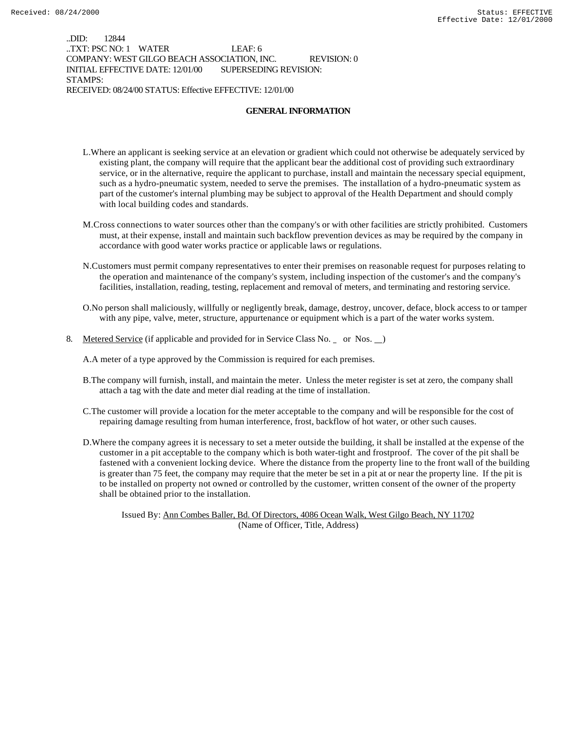..DID: 12844
..TXT: PSC NO: 1 WATER LEAF: 6
COMPANY: WEST GILGO BEACH ASSOCIATION, INC. REVISION: 0
INITIAL EFFECTIVE DATE: 12/01/00 SUPERSEDING REVISION:
STAMPS:
RECEIVED: 08/24/00 STATUS: Effective EFFECTIVE: 12/01/00

## GENERAL INFORMATION

L. Where an applicant is seeking service at an elevation or gradient which could not otherwise be adequately serviced by existing plant, the company will require that the applicant bear the additional cost of providing such extraordinary service, or in the alternative, require the applicant to purchase, install and maintain the necessary special equipment, such as a hydro-pneumatic system, needed to serve the premises. The installation of a hydro-pneumatic system as part of the customer's internal plumbing may be subject to approval of the Health Department and should comply with local building codes and standards.

M. Cross connections to water sources other than the company's or with other facilities are strictly prohibited. Customers must, at their expense, install and maintain such backflow prevention devices as may be required by the company in accordance with good water works practice or applicable laws or regulations.

N. Customers must permit company representatives to enter their premises on reasonable request for purposes relating to the operation and maintenance of the company's system, including inspection of the customer's and the company's facilities, installation, reading, testing, replacement and removal of meters, and terminating and restoring service.

O. No person shall maliciously, willfully or negligently break, damage, destroy, uncover, deface, block access to or tamper with any pipe, valve, meter, structure, appurtenance or equipment which is a part of the water works system.

8. Metered Service (if applicable and provided for in Service Class No. _ or Nos. __)

A. A meter of a type approved by the Commission is required for each premises.

B. The company will furnish, install, and maintain the meter. Unless the meter register is set at zero, the company shall attach a tag with the date and meter dial reading at the time of installation.

C. The customer will provide a location for the meter acceptable to the company and will be responsible for the cost of repairing damage resulting from human interference, frost, backflow of hot water, or other such causes.

D. Where the company agrees it is necessary to set a meter outside the building, it shall be installed at the expense of the customer in a pit acceptable to the company which is both water-tight and frostproof. The cover of the pit shall be fastened with a convenient locking device. Where the distance from the property line to the front wall of the building is greater than 75 feet, the company may require that the meter be set in a pit at or near the property line. If the pit is to be installed on property not owned or controlled by the customer, written consent of the owner of the property shall be obtained prior to the installation.

Issued By: Ann Combes Baller, Bd. Of Directors, 4086 Ocean Walk, West Gilgo Beach, NY 11702
(Name of Officer, Title, Address)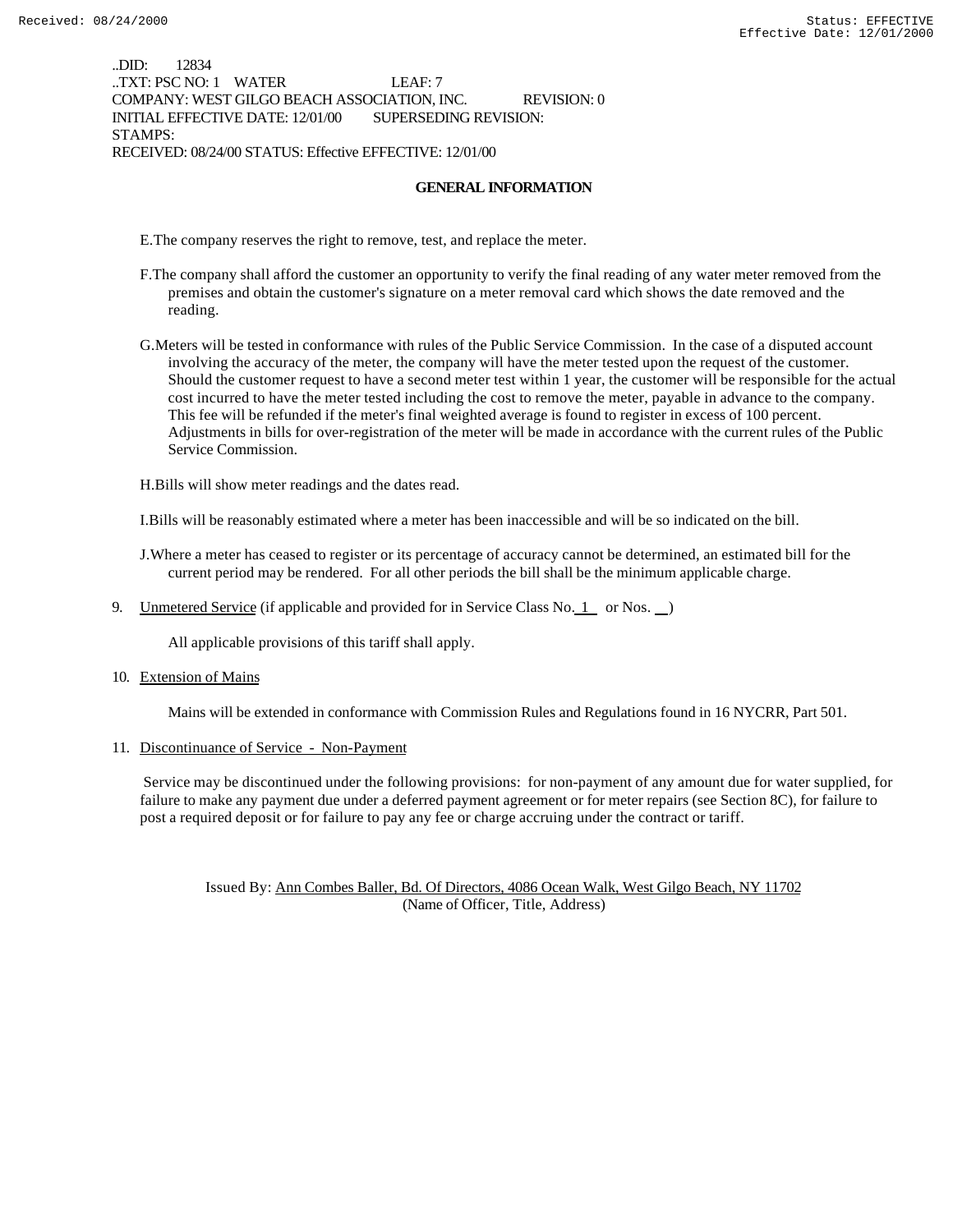..DID: 12834
..TXT: PSC NO: 1 WATER LEAF: 7
COMPANY: WEST GILGO BEACH ASSOCIATION, INC. REVISION: 0
INITIAL EFFECTIVE DATE: 12/01/00 SUPERSEDING REVISION:
STAMPS:
RECEIVED: 08/24/00 STATUS: Effective EFFECTIVE: 12/01/00

## GENERAL INFORMATION

E. The company reserves the right to remove, test, and replace the meter.

F. The company shall afford the customer an opportunity to verify the final reading of any water meter removed from the premises and obtain the customer's signature on a meter removal card which shows the date removed and the reading.

G. Meters will be tested in conformance with rules of the Public Service Commission. In the case of a disputed account involving the accuracy of the meter, the company will have the meter tested upon the request of the customer. Should the customer request to have a second meter test within 1 year, the customer will be responsible for the actual cost incurred to have the meter tested including the cost to remove the meter, payable in advance to the company. This fee will be refunded if the meter's final weighted average is found to register in excess of 100 percent. Adjustments in bills for over-registration of the meter will be made in accordance with the current rules of the Public Service Commission.

H. Bills will show meter readings and the dates read.

I. Bills will be reasonably estimated where a meter has been inaccessible and will be so indicated on the bill.

J. Where a meter has ceased to register or its percentage of accuracy cannot be determined, an estimated bill for the current period may be rendered. For all other periods the bill shall be the minimum applicable charge.

9. Unmetered Service (if applicable and provided for in Service Class No. 1 or Nos. __)

   All applicable provisions of this tariff shall apply.

10. Extension of Mains

   Mains will be extended in conformance with Commission Rules and Regulations found in 16 NYCRR, Part 501.

11. Discontinuance of Service - Non-Payment

   Service may be discontinued under the following provisions: for non-payment of any amount due for water supplied, for failure to make any payment due under a deferred payment agreement or for meter repairs (see Section 8C), for failure to post a required deposit or for failure to pay any fee or charge accruing under the contract or tariff.

Issued By: Ann Combes Baller, Bd. Of Directors, 4086 Ocean Walk, West Gilgo Beach, NY 11702
(Name of Officer, Title, Address)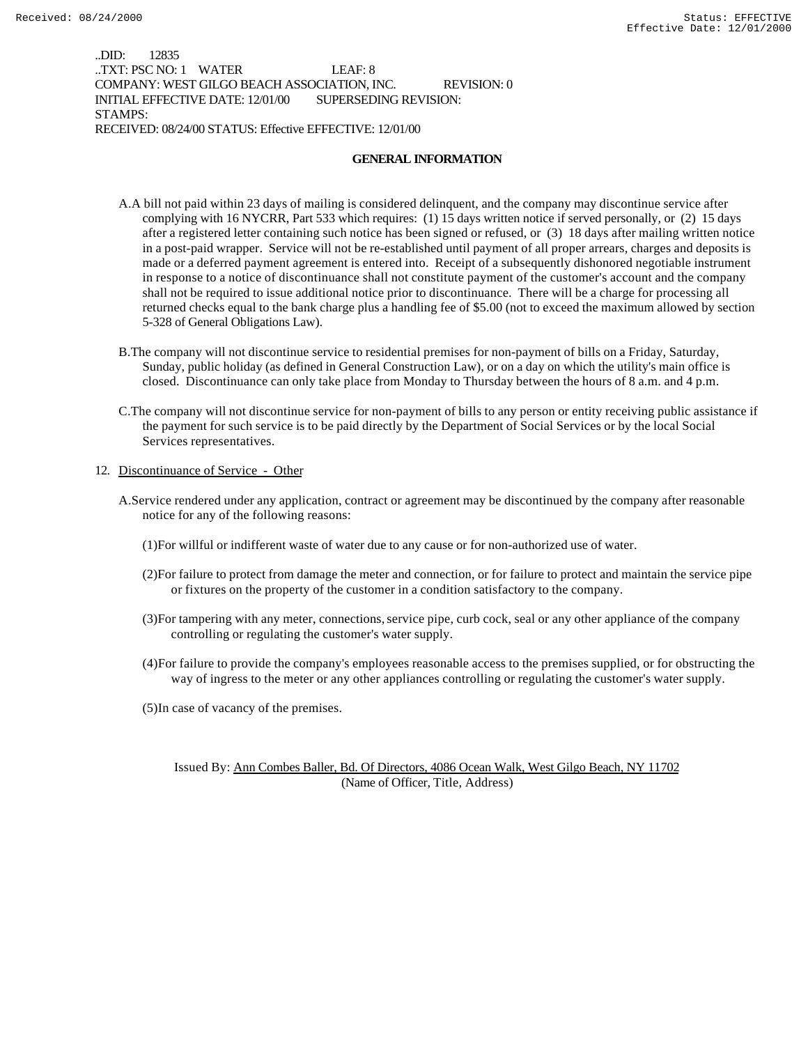..DID: 12835
..TXT: PSC NO: 1 WATER LEAF: 8
COMPANY: WEST GILGO BEACH ASSOCIATION, INC. REVISION: 0
INITIAL EFFECTIVE DATE: 12/01/00 SUPERSEDING REVISION:
STAMPS:
RECEIVED: 08/24/00 STATUS: Effective EFFECTIVE: 12/01/00

## GENERAL INFORMATION

A. A bill not paid within 23 days of mailing is considered delinquent, and the company may discontinue service after complying with 16 NYCRR, Part 533 which requires: (1) 15 days written notice if served personally, or (2) 15 days after a registered letter containing such notice has been signed or refused, or (3) 18 days after mailing written notice in a post-paid wrapper. Service will not be re-established until payment of all proper arrears, charges and deposits is made or a deferred payment agreement is entered into. Receipt of a subsequently dishonored negotiable instrument in response to a notice of discontinuance shall not constitute payment of the customer's account and the company shall not be required to issue additional notice prior to discontinuance. There will be a charge for processing all returned checks equal to the bank charge plus a handling fee of $5.00 (not to exceed the maximum allowed by section 5-328 of General Obligations Law).

B. The company will not discontinue service to residential premises for non-payment of bills on a Friday, Saturday, Sunday, public holiday (as defined in General Construction Law), or on a day on which the utility's main office is closed. Discontinuance can only take place from Monday to Thursday between the hours of 8 a.m. and 4 p.m.

C. The company will not discontinue service for non-payment of bills to any person or entity receiving public assistance if the payment for such service is to be paid directly by the Department of Social Services or by the local Social Services representatives.

12. Discontinuance of Service - Other

A. Service rendered under any application, contract or agreement may be discontinued by the company after reasonable notice for any of the following reasons:

(1) For willful or indifferent waste of water due to any cause or for non-authorized use of water.

(2) For failure to protect from damage the meter and connection, or for failure to protect and maintain the service pipe or fixtures on the property of the customer in a condition satisfactory to the company.

(3) For tampering with any meter, connections, service pipe, curb cock, seal or any other appliance of the company controlling or regulating the customer's water supply.

(4) For failure to provide the company's employees reasonable access to the premises supplied, or for obstructing the way of ingress to the meter or any other appliances controlling or regulating the customer's water supply.

(5) In case of vacancy of the premises.

Issued By: Ann Combes Baller, Bd. Of Directors, 4086 Ocean Walk, West Gilgo Beach, NY 11702
(Name of Officer, Title, Address)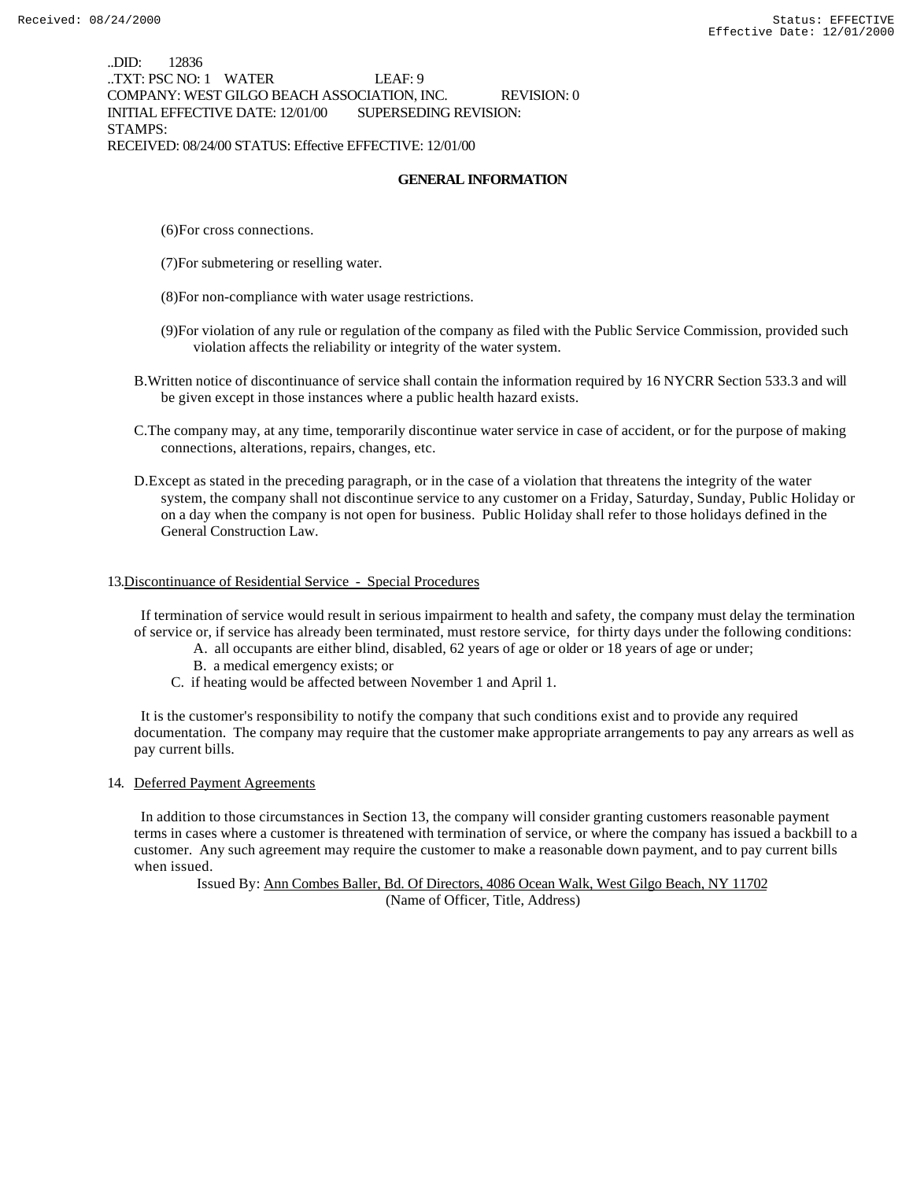..DID: 12836
..TXT: PSC NO: 1 WATER LEAF: 9
COMPANY: WEST GILGO BEACH ASSOCIATION, INC. REVISION: 0
INITIAL EFFECTIVE DATE: 12/01/00 SUPERSEDING REVISION:
STAMPS:
RECEIVED: 08/24/00 STATUS: Effective EFFECTIVE: 12/01/00

## GENERAL INFORMATION

(6) For cross connections.

(7) For submetering or reselling water.

(8) For non-compliance with water usage restrictions.

(9) For violation of any rule or regulation of the company as filed with the Public Service Commission, provided such violation affects the reliability or integrity of the water system.

B. Written notice of discontinuance of service shall contain the information required by 16 NYCRR Section 533.3 and will be given except in those instances where a public health hazard exists.

C. The company may, at any time, temporarily discontinue water service in case of accident, or for the purpose of making connections, alterations, repairs, changes, etc.

D. Except as stated in the preceding paragraph, or in the case of a violation that threatens the integrity of the water system, the company shall not discontinue service to any customer on a Friday, Saturday, Sunday, Public Holiday or on a day when the company is not open for business. Public Holiday shall refer to those holidays defined in the General Construction Law.

13. Discontinuance of Residential Service - Special Procedures

If termination of service would result in serious impairment to health and safety, the company must delay the termination of service or, if service has already been terminated, must restore service, for thirty days under the following conditions:

A. all occupants are either blind, disabled, 62 years of age or older or 18 years of age or under;
B. a medical emergency exists; or
C. if heating would be affected between November 1 and April 1.

It is the customer's responsibility to notify the company that such conditions exist and to provide any required documentation. The company may require that the customer make appropriate arrangements to pay any arrears as well as pay current bills.

14. Deferred Payment Agreements

In addition to those circumstances in Section 13, the company will consider granting customers reasonable payment terms in cases where a customer is threatened with termination of service, or where the company has issued a backbill to a customer. Any such agreement may require the customer to make a reasonable down payment, and to pay current bills when issued.

Issued By: Ann Combes Baller, Bd. Of Directors, 4086 Ocean Walk, West Gilgo Beach, NY 11702
(Name of Officer, Title, Address)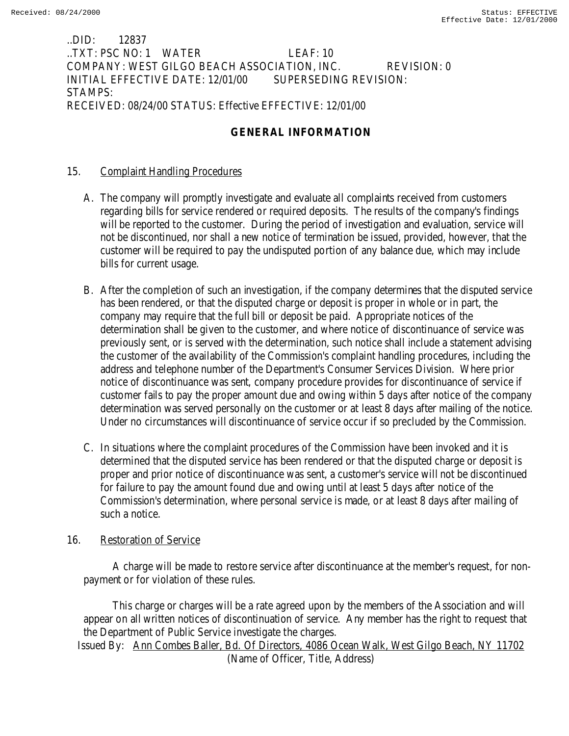..DID: 12837
..TXT: PSC NO: 1 WATER LEAF: 10
COMPANY: WEST GILGO BEACH ASSOCIATION, INC. REVISION: 0
INITIAL EFFECTIVE DATE: 12/01/00 SUPERSEDING REVISION:
STAMPS:
RECEIVED: 08/24/00 STATUS: Effective EFFECTIVE: 12/01/00

## GENERAL INFORMATION

15. Complaint Handling Procedures

A. The company will promptly investigate and evaluate all complaints received from customers regarding bills for service rendered or required deposits. The results of the company's findings will be reported to the customer. During the period of investigation and evaluation, service will not be discontinued, nor shall a new notice of termination be issued, provided, however, that the customer will be required to pay the undisputed portion of any balance due, which may include bills for current usage.

B. After the completion of such an investigation, if the company determines that the disputed service has been rendered, or that the disputed charge or deposit is proper in whole or in part, the company may require that the full bill or deposit be paid. Appropriate notices of the determination shall be given to the customer, and where notice of discontinuance of service was previously sent, or is served with the determination, such notice shall include a statement advising the customer of the availability of the Commission's complaint handling procedures, including the address and telephone number of the Department's Consumer Services Division. Where prior notice of discontinuance was sent, company procedure provides for discontinuance of service if customer fails to pay the proper amount due and owing within 5 days after notice of the company determination was served personally on the customer or at least 8 days after mailing of the notice. Under no circumstances will discontinuance of service occur if so precluded by the Commission.

C. In situations where the complaint procedures of the Commission have been invoked and it is determined that the disputed service has been rendered or that the disputed charge or deposit is proper and prior notice of discontinuance was sent, a customer's service will not be discontinued for failure to pay the amount found due and owing until at least 5 days after notice of the Commission's determination, where personal service is made, or at least 8 days after mailing of such a notice.

16. Restoration of Service

A charge will be made to restore service after discontinuance at the member's request, for non-payment or for violation of these rules.

This charge or charges will be a rate agreed upon by the members of the Association and will appear on all written notices of discontinuation of service. Any member has the right to request that the Department of Public Service investigate the charges.

Issued By: Ann Combes Baller, Bd. Of Directors, 4086 Ocean Walk, West Gilgo Beach, NY 11702
(Name of Officer, Title, Address)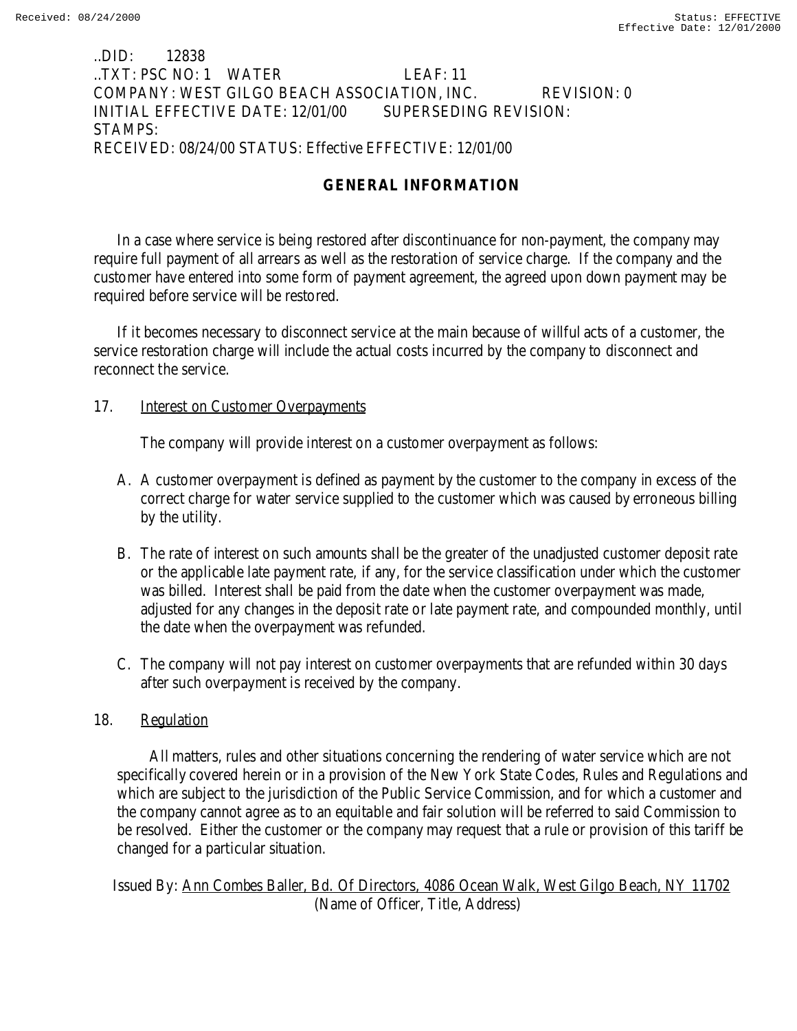..DID: 12838
..TXT: PSC NO: 1 WATER LEAF: 11
COMPANY: WEST GILGO BEACH ASSOCIATION, INC. REVISION: 0
INITIAL EFFECTIVE DATE: 12/01/00 SUPERSEDING REVISION:
STAMPS:
RECEIVED: 08/24/00 STATUS: Effective EFFECTIVE: 12/01/00

## GENERAL INFORMATION

In a case where service is being restored after discontinuance for non-payment, the company may require full payment of all arrears as well as the restoration of service charge. If the company and the customer have entered into some form of payment agreement, the agreed upon down payment may be required before service will be restored.

If it becomes necessary to disconnect service at the main because of willful acts of a customer, the service restoration charge will include the actual costs incurred by the company to disconnect and reconnect the service.

17. Interest on Customer Overpayments

The company will provide interest on a customer overpayment as follows:

A. A customer overpayment is defined as payment by the customer to the company in excess of the correct charge for water service supplied to the customer which was caused by erroneous billing by the utility.

B. The rate of interest on such amounts shall be the greater of the unadjusted customer deposit rate or the applicable late payment rate, if any, for the service classification under which the customer was billed. Interest shall be paid from the date when the customer overpayment was made, adjusted for any changes in the deposit rate or late payment rate, and compounded monthly, until the date when the overpayment was refunded.

C. The company will not pay interest on customer overpayments that are refunded within 30 days after such overpayment is received by the company.

18. Regulation

All matters, rules and other situations concerning the rendering of water service which are not specifically covered herein or in a provision of the New York State Codes, Rules and Regulations and which are subject to the jurisdiction of the Public Service Commission, and for which a customer and the company cannot agree as to an equitable and fair solution will be referred to said Commission to be resolved. Either the customer or the company may request that a rule or provision of this tariff be changed for a particular situation.

Issued By: Ann Combes Baller, Bd. Of Directors, 4086 Ocean Walk, West Gilgo Beach, NY 11702
(Name of Officer, Title, Address)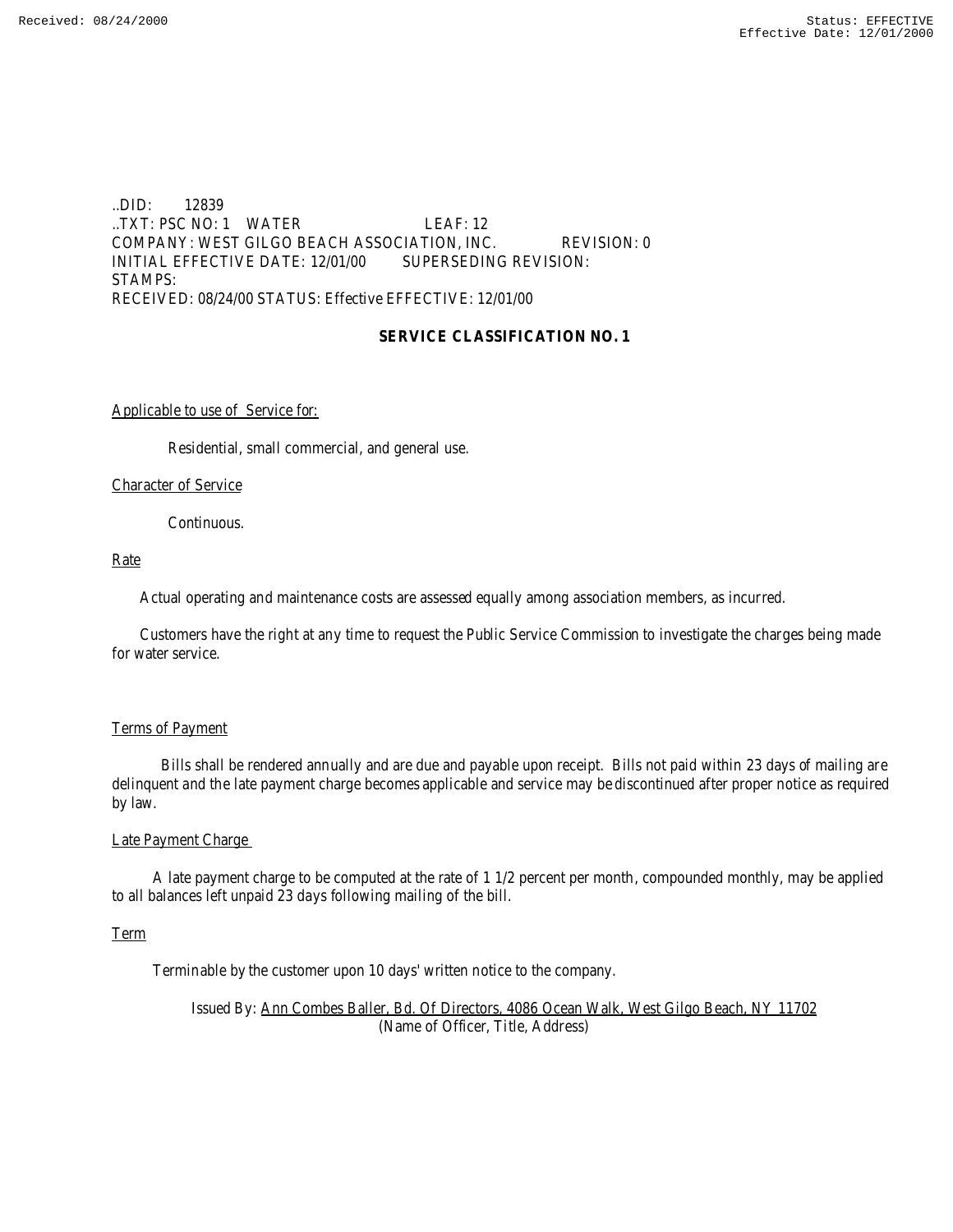..DID: 12839
..TXT: PSC NO: 1 WATER LEAF: 12
COMPANY: WEST GILGO BEACH ASSOCIATION, INC. REVISION: 0
INITIAL EFFECTIVE DATE: 12/01/00 SUPERSEDING REVISION:
STAMPS:
RECEIVED: 08/24/00 STATUS: Effective EFFECTIVE: 12/01/00

**SERVICE CLASSIFICATION NO. 1**

Applicable to use of Service for:

Residential, small commercial, and general use.

Character of Service

Continuous.

Rate

Actual operating and maintenance costs are assessed equally among association members, as incurred.

Customers have the right at any time to request the Public Service Commission to investigate the charges being made for water service.

Terms of Payment

Bills shall be rendered annually and are due and payable upon receipt. Bills not paid within 23 days of mailing are delinquent and the late payment charge becomes applicable and service may be discontinued after proper notice as required by law.

Late Payment Charge

A late payment charge to be computed at the rate of 1 1/2 percent per month, compounded monthly, may be applied to all balances left unpaid 23 days following mailing of the bill.

Term

Terminable by the customer upon 10 days' written notice to the company.

Issued By: Ann Combes Baller, Bd. Of Directors, 4086 Ocean Walk, West Gilgo Beach, NY 11702
(Name of Officer, Title, Address)